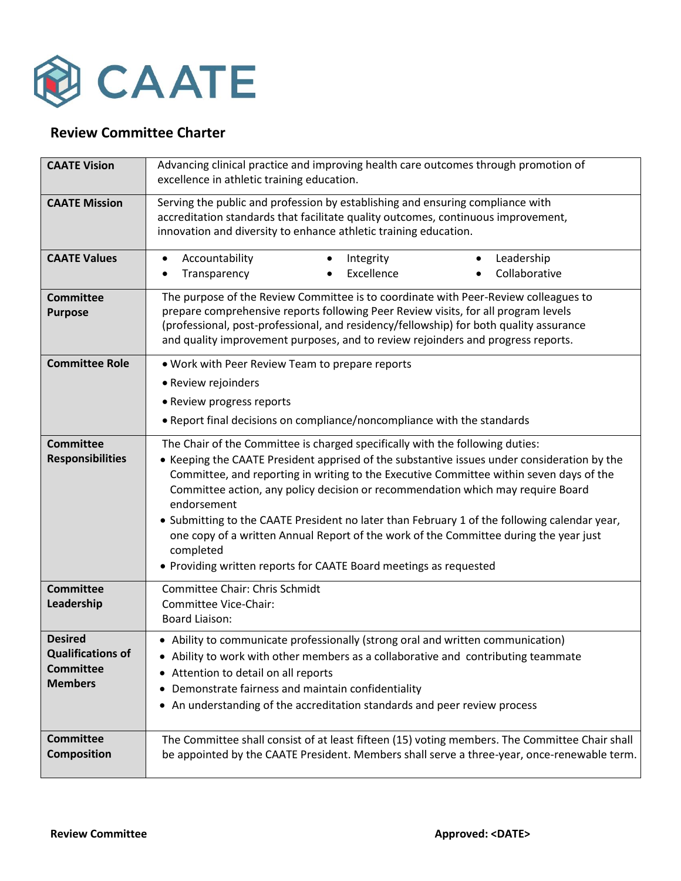CAATE

## Review Committee Charter

| | |
|---|---|
| **CAATE Vision** | Advancing clinical practice and improving health care outcomes through promotion of excellence in athletic training education. |
| **CAATE Mission** | Serving the public and profession by establishing and ensuring compliance with accreditation standards that facilitate quality outcomes, continuous improvement, innovation and diversity to enhance athletic training education. |
| **CAATE Values** | • Accountability • Integrity • Leadership • Transparency • Excellence • Collaborative |
| **Committee Purpose** | The purpose of the Review Committee is to coordinate with Peer-Review colleagues to prepare comprehensive reports following Peer Review visits, for all program levels (professional, post-professional, and residency/fellowship) for both quality assurance and quality improvement purposes, and to review rejoinders and progress reports. |
| **Committee Role** | • Work with Peer Review Team to prepare reports<br>• Review rejoinders<br>• Review progress reports<br>• Report final decisions on compliance/noncompliance with the standards |
| **Committee Responsibilities** | The Chair of the Committee is charged specifically with the following duties:<br>• Keeping the CAATE President apprised of the substantive issues under consideration by the Committee, and reporting in writing to the Executive Committee within seven days of the Committee action, any policy decision or recommendation which may require Board endorsement<br>• Submitting to the CAATE President no later than February 1 of the following calendar year, one copy of a written Annual Report of the work of the Committee during the year just completed<br>• Providing written reports for CAATE Board meetings as requested |
| **Committee Leadership** | Committee Chair: Chris Schmidt<br>Committee Vice-Chair:<br>Board Liaison: |
| **Desired Qualifications of Committee Members** | • Ability to communicate professionally (strong oral and written communication)<br>• Ability to work with other members as a collaborative and contributing teammate<br>• Attention to detail on all reports<br>• Demonstrate fairness and maintain confidentiality<br>• An understanding of the accreditation standards and peer review process |
| **Committee Composition** | The Committee shall consist of at least fifteen (15) voting members. The Committee Chair shall be appointed by the CAATE President. Members shall serve a three-year, once-renewable term. |

**Review Committee** **Approved: <DATE>**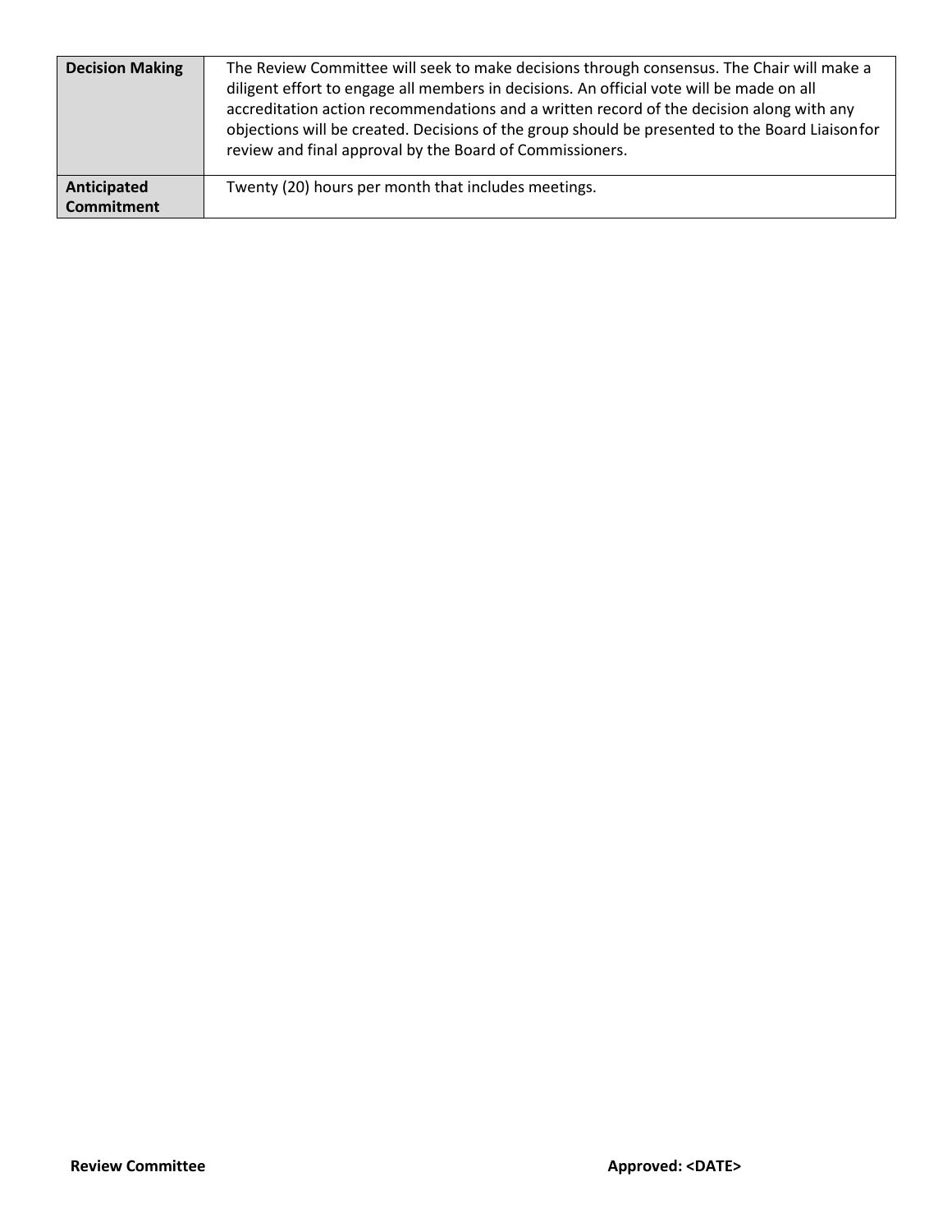| | |
|---|---|
| **Decision Making** | The Review Committee will seek to make decisions through consensus. The Chair will make a diligent effort to engage all members in decisions. An official vote will be made on all accreditation action recommendations and a written record of the decision along with any objections will be created. Decisions of the group should be presented to the Board Liaison for review and final approval by the Board of Commissioners. |
| **Anticipated Commitment** | Twenty (20) hours per month that includes meetings. |

**Review Committee** **Approved: <DATE>**